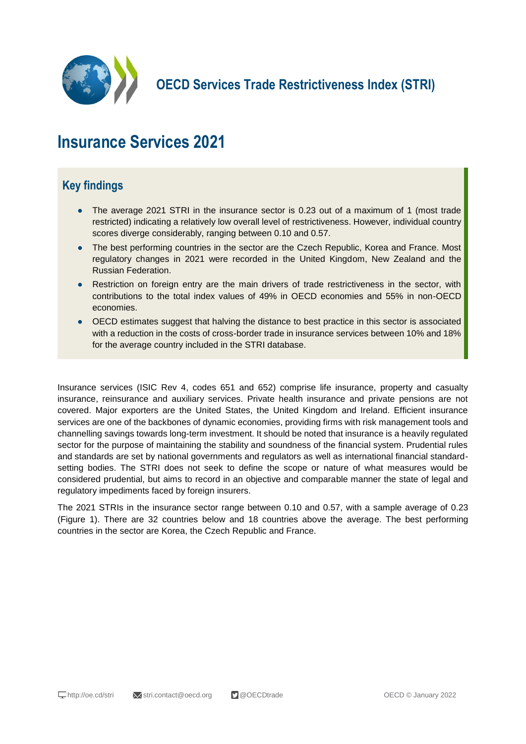# OECD Services Trade Restrictiveness Index (STRI)

# Insurance Services 2021

## Key findings

- The average 2021 STRI in the insurance sector is 0.23 out of a maximum of 1 (most trade restricted) indicating a relatively low overall level of restrictiveness. However, individual country scores diverge considerably, ranging between 0.10 and 0.57.
- The best performing countries in the sector are the Czech Republic, Korea and France. Most regulatory changes in 2021 were recorded in the United Kingdom, New Zealand and the Russian Federation.
- Restriction on foreign entry are the main drivers of trade restrictiveness in the sector, with contributions to the total index values of 49% in OECD economies and 55% in non-OECD economies.
- OECD estimates suggest that halving the distance to best practice in this sector is associated with a reduction in the costs of cross-border trade in insurance services between 10% and 18% for the average country included in the STRI database.

Insurance services (ISIC Rev 4, codes 651 and 652) comprise life insurance, property and casualty insurance, reinsurance and auxiliary services. Private health insurance and private pensions are not covered. Major exporters are the United States, the United Kingdom and Ireland. Efficient insurance services are one of the backbones of dynamic economies, providing firms with risk management tools and channelling savings towards long-term investment. It should be noted that insurance is a heavily regulated sector for the purpose of maintaining the stability and soundness of the financial system. Prudential rules and standards are set by national governments and regulators as well as international financial standard-setting bodies. The STRI does not seek to define the scope or nature of what measures would be considered prudential, but aims to record in an objective and comparable manner the state of legal and regulatory impediments faced by foreign insurers.

The 2021 STRIs in the insurance sector range between 0.10 and 0.57, with a sample average of 0.23 (Figure 1). There are 32 countries below and 18 countries above the average. The best performing countries in the sector are Korea, the Czech Republic and France.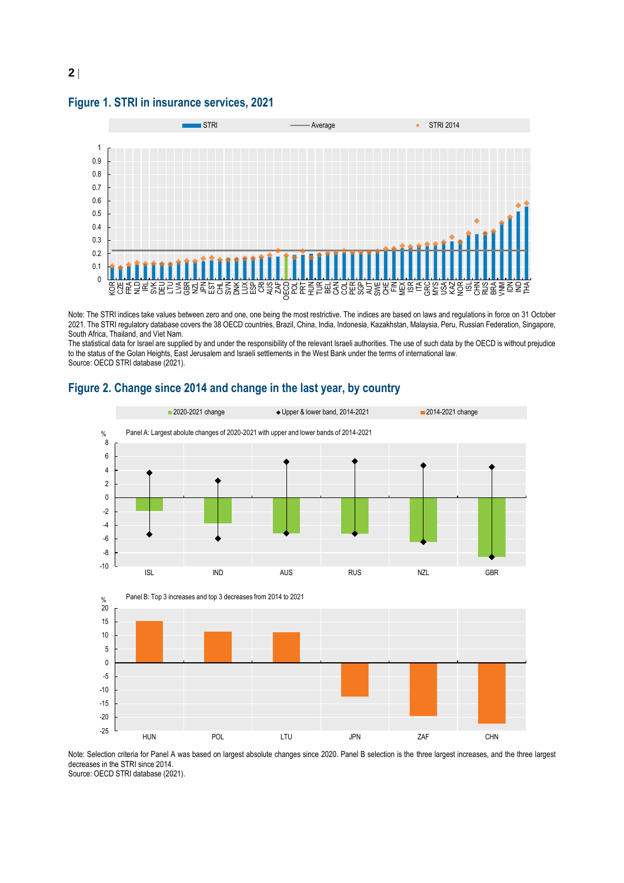## Figure 1. STRI in insurance services, 2021

Note: The STRI indices take values between zero and one, one being the most restrictive. The indices are based on laws and regulations in force on 31 October 2021. The STRI regulatory database covers the 38 OECD countries, Brazil, China, India, Indonesia, Kazakhstan, Malaysia, Peru, Russian Federation, Singapore, South Africa, Thailand, and Viet Nam.
The statistical data for Israel are supplied by and under the responsibility of the relevant Israeli authorities. The use of such data by the OECD is without prejudice to the status of the Golan Heights, East Jerusalem and Israeli settlements in the West Bank under the terms of international law.
Source: OECD STRI database (2021).

## Figure 2. Change since 2014 and change in the last year, by country

Note: Selection criteria for Panel A was based on largest absolute changes since 2020. Panel B selection is the three largest increases, and the three largest decreases in the STRI since 2014.
Source: OECD STRI database (2021).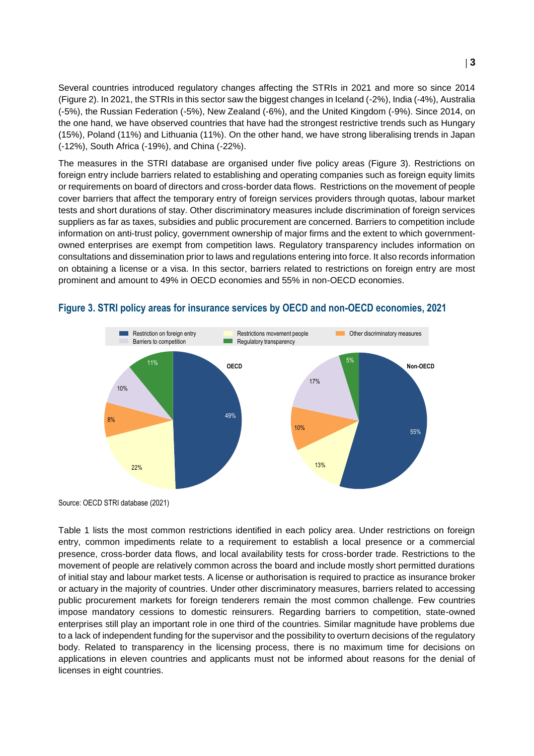Several countries introduced regulatory changes affecting the STRIs in 2021 and more so since 2014 (Figure 2). In 2021, the STRIs in this sector saw the biggest changes in Iceland (-2%), India (-4%), Australia (-5%), the Russian Federation (-5%), New Zealand (-6%), and the United Kingdom (-9%). Since 2014, on the one hand, we have observed countries that have had the strongest restrictive trends such as Hungary (15%), Poland (11%) and Lithuania (11%). On the other hand, we have strong liberalising trends in Japan (-12%), South Africa (-19%), and China (-22%).

The measures in the STRI database are organised under five policy areas (Figure 3). Restrictions on foreign entry include barriers related to establishing and operating companies such as foreign equity limits or requirements on board of directors and cross-border data flows. Restrictions on the movement of people cover barriers that affect the temporary entry of foreign services providers through quotas, labour market tests and short durations of stay. Other discriminatory measures include discrimination of foreign services suppliers as far as taxes, subsidies and public procurement are concerned. Barriers to competition include information on anti-trust policy, government ownership of major firms and the extent to which government-owned enterprises are exempt from competition laws. Regulatory transparency includes information on consultations and dissemination prior to laws and regulations entering into force. It also records information on obtaining a license or a visa. In this sector, barriers related to restrictions on foreign entry are most prominent and amount to 49% in OECD economies and 55% in non-OECD economies.

**Figure 3. STRI policy areas for insurance services by OECD and non-OECD economies, 2021**

| Policy area | OECD | Non-OECD |
|---|---|---|
| Restriction on foreign entry | 49% | 55% |
| Restrictions movement people | 22% | 13% |
| Other discriminatory measures | 8% | 10% |
| Barriers to competition | 10% | 17% |
| Regulatory transparency | 11% | 5% |

Source: OECD STRI database (2021)

Table 1 lists the most common restrictions identified in each policy area. Under restrictions on foreign entry, common impediments relate to a requirement to establish a local presence or a commercial presence, cross-border data flows, and local availability tests for cross-border trade. Restrictions to the movement of people are relatively common across the board and include mostly short permitted durations of initial stay and labour market tests. A license or authorisation is required to practice as insurance broker or actuary in the majority of countries. Under other discriminatory measures, barriers related to accessing public procurement markets for foreign tenderers remain the most common challenge. Few countries impose mandatory cessions to domestic reinsurers. Regarding barriers to competition, state-owned enterprises still play an important role in one third of the countries. Similar magnitude have problems due to a lack of independent funding for the supervisor and the possibility to overturn decisions of the regulatory body. Related to transparency in the licensing process, there is no maximum time for decisions on applications in eleven countries and applicants must not be informed about reasons for the denial of licenses in eight countries.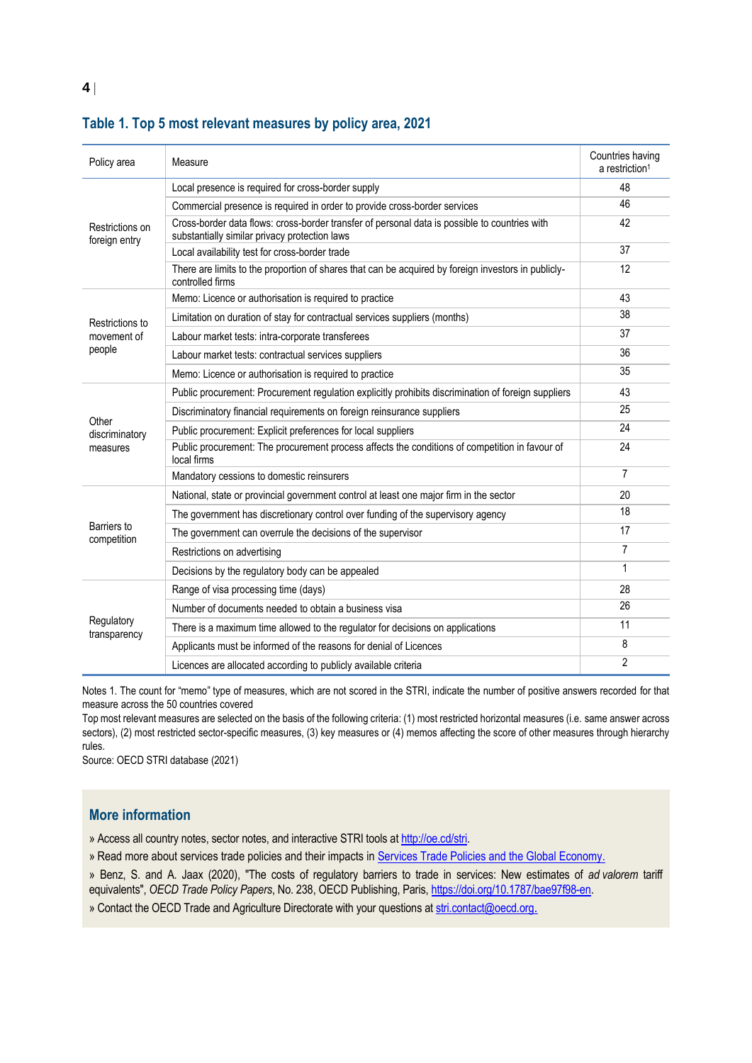## Table 1. Top 5 most relevant measures by policy area, 2021

| Policy area | Measure | Countries having a restriction[1] |
|---|---|---|
| Restrictions on foreign entry | Local presence is required for cross-border supply | 48 |
| | Commercial presence is required in order to provide cross-border services | 46 |
| | Cross-border data flows: cross-border transfer of personal data is possible to countries with substantially similar privacy protection laws | 42 |
| | Local availability test for cross-border trade | 37 |
| | There are limits to the proportion of shares that can be acquired by foreign investors in publicly-controlled firms | 12 |
| Restrictions to movement of people | Memo: Licence or authorisation is required to practice | 43 |
| | Limitation on duration of stay for contractual services suppliers (months) | 38 |
| | Labour market tests: intra-corporate transferees | 37 |
| | Labour market tests: contractual services suppliers | 36 |
| | Memo: Licence or authorisation is required to practice | 35 |
| Other discriminatory measures | Public procurement: Procurement regulation explicitly prohibits discrimination of foreign suppliers | 43 |
| | Discriminatory financial requirements on foreign reinsurance suppliers | 25 |
| | Public procurement: Explicit preferences for local suppliers | 24 |
| | Public procurement: The procurement process affects the conditions of competition in favour of local firms | 24 |
| | Mandatory cessions to domestic reinsurers | 7 |
| Barriers to competition | National, state or provincial government control at least one major firm in the sector | 20 |
| | The government has discretionary control over funding of the supervisory agency | 18 |
| | The government can overrule the decisions of the supervisor | 17 |
| | Restrictions on advertising | 7 |
| | Decisions by the regulatory body can be appealed | 1 |
| Regulatory transparency | Range of visa processing time (days) | 28 |
| | Number of documents needed to obtain a business visa | 26 |
| | There is a maximum time allowed to the regulator for decisions on applications | 11 |
| | Applicants must be informed of the reasons for denial of Licences | 8 |
| | Licences are allocated according to publicly available criteria | 2 |

Notes 1. The count for "memo" type of measures, which are not scored in the STRI, indicate the number of positive answers recorded for that measure across the 50 countries covered

Top most relevant measures are selected on the basis of the following criteria: (1) most restricted horizontal measures (i.e. same answer across sectors), (2) most restricted sector-specific measures, (3) key measures or (4) memos affecting the score of other measures through hierarchy rules.

Source: OECD STRI database (2021)

## More information

» Access all country notes, sector notes, and interactive STRI tools at http://oe.cd/stri.

» Read more about services trade policies and their impacts in Services Trade Policies and the Global Economy.

» Benz, S. and A. Jaax (2020), "The costs of regulatory barriers to trade in services: New estimates of *ad valorem* tariff equivalents", *OECD Trade Policy Papers*, No. 238, OECD Publishing, Paris, https://doi.org/10.1787/bae97f98-en.

» Contact the OECD Trade and Agriculture Directorate with your questions at stri.contact@oecd.org.